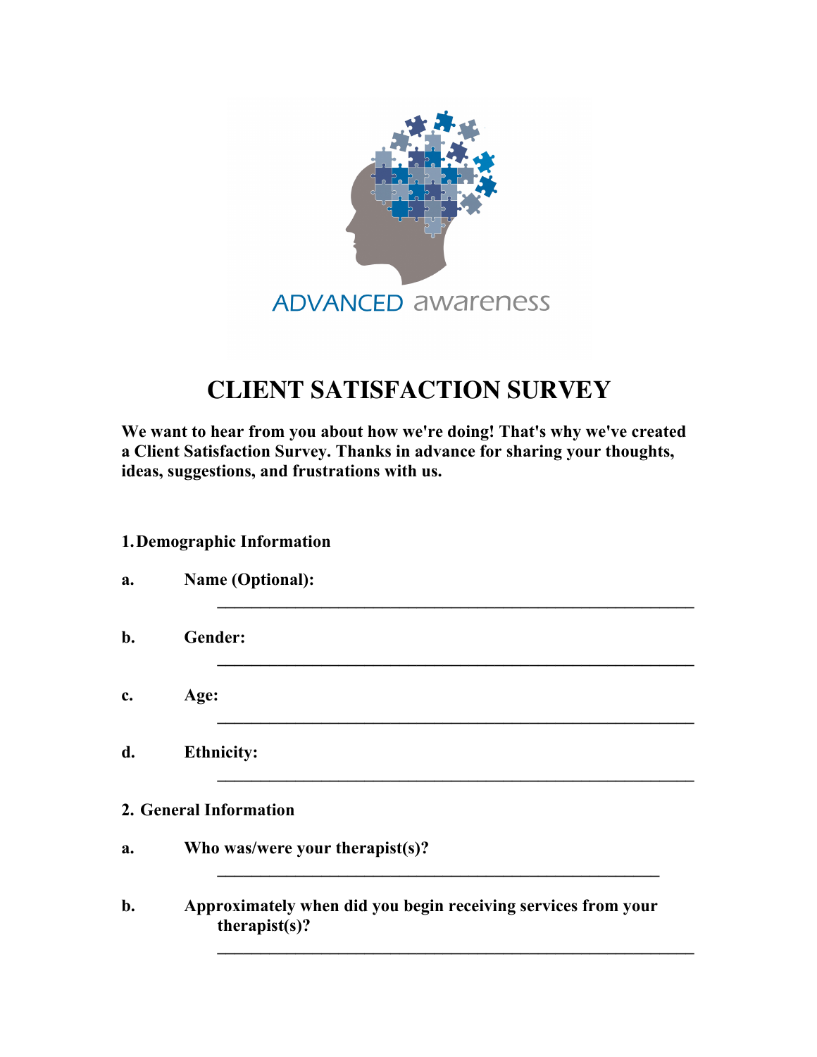ADVANCED awareness

# CLIENT SATISFACTION SURVEY

**We want to hear from you about how we're doing! That's why we've created a Client Satisfaction Survey. Thanks in advance for sharing your thoughts, ideas, suggestions, and frustrations with us.**

**1. Demographic Information**

**a. Name (Optional):**

________________________________________________

**b. Gender:**

________________________________________________

**c. Age:**

________________________________________________

**d. Ethnicity:**

________________________________________________

**2. General Information**

**a. Who was/were your therapist(s)?**

____________________________________________

**b. Approximately when did you begin receiving services from your therapist(s)?**

________________________________________________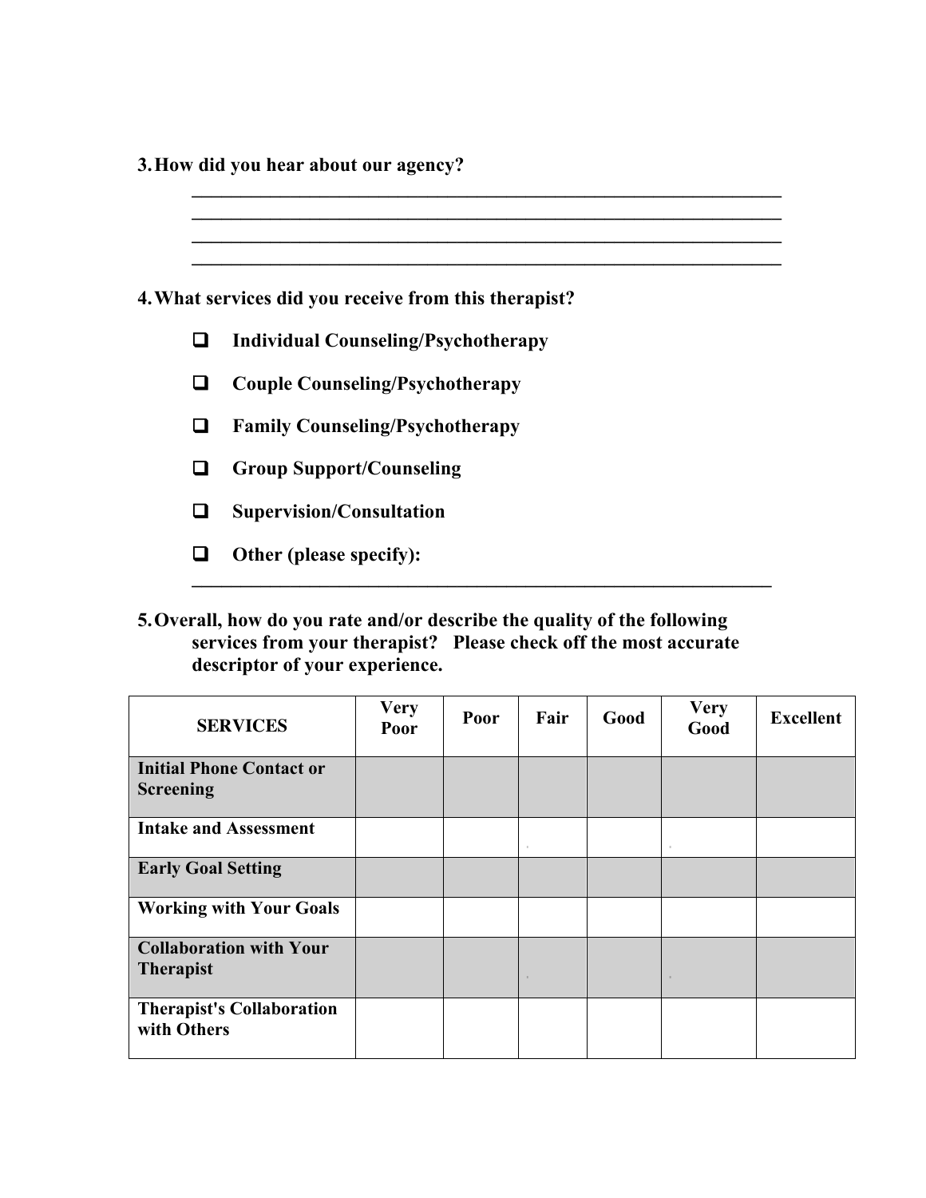**3. How did you hear about our agency?**

______________________________________________________________
______________________________________________________________
______________________________________________________________
______________________________________________________________

**4. What services did you receive from this therapist?**

- ❑ **Individual Counseling/Psychotherapy**
- ❑ **Couple Counseling/Psychotherapy**
- ❑ **Family Counseling/Psychotherapy**
- ❑ **Group Support/Counseling**
- ❑ **Supervision/Consultation**
- ❑ **Other (please specify):**

______________________________________________________________

**5. Overall, how do you rate and/or describe the quality of the following services from your therapist? Please check off the most accurate descriptor of your experience.**

| SERVICES | Very Poor | Poor | Fair | Good | Very Good | Excellent |
|---|---|---|---|---|---|---|
| **Initial Phone Contact or Screening** | | | | | | |
| **Intake and Assessment** | | | | | | |
| **Early Goal Setting** | | | | | | |
| **Working with Your Goals** | | | | | | |
| **Collaboration with Your Therapist** | | | | | | |
| **Therapist's Collaboration with Others** | | | | | | |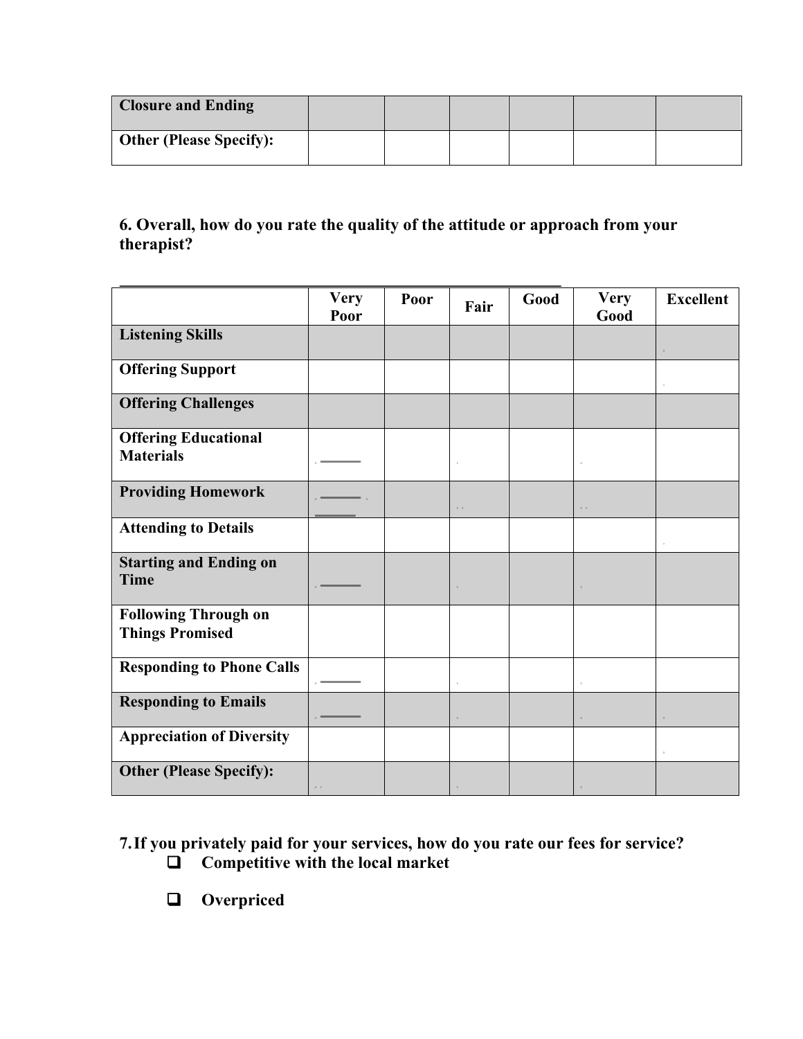| Closure and Ending | | | | | | |
|---|---|---|---|---|---|---|
| Other (Please Specify): | | | | | | |

## 6. Overall, how do you rate the quality of the attitude or approach from your therapist?

| | Very Poor | Poor | Fair | Good | Very Good | Excellent |
|---|---|---|---|---|---|---|
| **Listening Skills** | | | | | | |
| **Offering Support** | | | | | | |
| **Offering Challenges** | | | | | | |
| **Offering Educational Materials** | | | | | | |
| **Providing Homework** | | | | | | |
| **Attending to Details** | | | | | | |
| **Starting and Ending on Time** | | | | | | |
| **Following Through on Things Promised** | | | | | | |
| **Responding to Phone Calls** | | | | | | |
| **Responding to Emails** | | | | | | |
| **Appreciation of Diversity** | | | | | | |
| **Other (Please Specify):** | | | | | | |

## 7. If you privately paid for your services, how do you rate our fees for service?

- ❑ **Competitive with the local market**
- ❑ **Overpriced**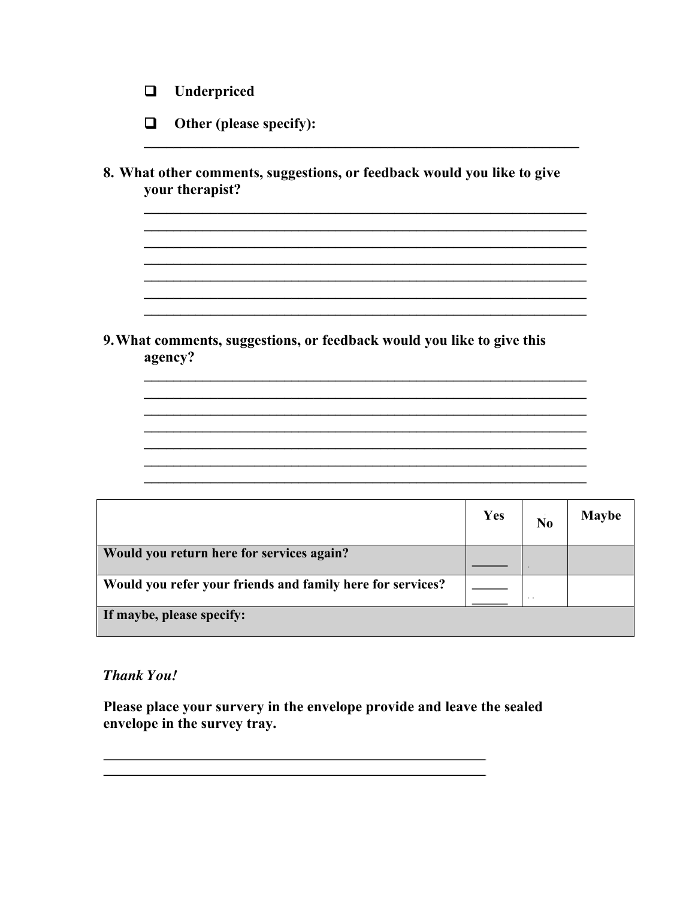- ☐ **Underpriced**
- ☐ **Other (please specify):**

**_______________________________________________________________**

**8. What other comments, suggestions, or feedback would you like to give your therapist?**

**_______________________________________________________________**
**_______________________________________________________________**
**_______________________________________________________________**
**_______________________________________________________________**
**_______________________________________________________________**
**_______________________________________________________________**
**_______________________________________________________________**

**9. What comments, suggestions, or feedback would you like to give this agency?**

**_______________________________________________________________**
**_______________________________________________________________**
**_______________________________________________________________**
**_______________________________________________________________**
**_______________________________________________________________**
**_______________________________________________________________**
**_______________________________________________________________**

| | Yes | No | Maybe |
|---|---|---|---|
| **Would you return here for services again?** | _____ | | |
| **Would you refer your friends and family here for services?** | _____ _____ | | |
| **If maybe, please specify:** | | | |

***Thank You!***

**Please place your survery in the envelope provide and leave the sealed envelope in the survey tray.**

**_______________________________________________________**
**_______________________________________________________**